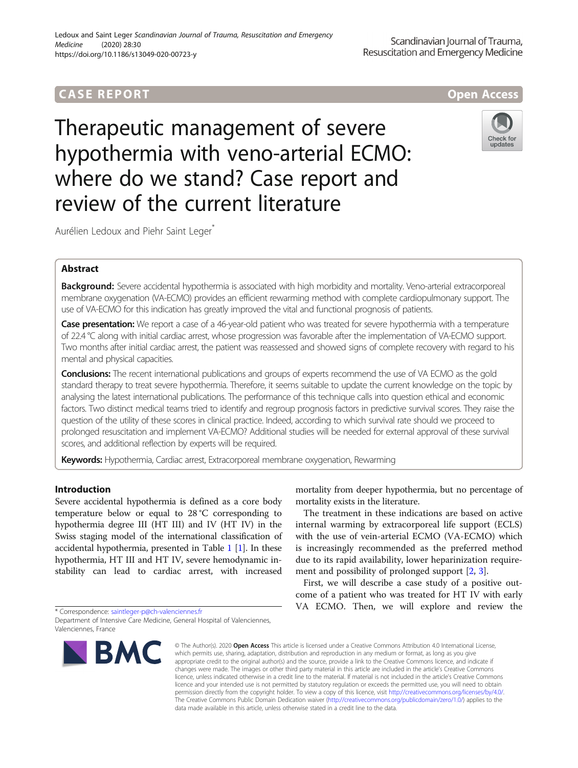CASE REPORT

Open Access

# Therapeutic management of severe hypothermia with veno-arterial ECMO: where do we stand? Case report and review of the current literature

Aurélien Ledoux and Piehr Saint Leger*

## Abstract

**Background:** Severe accidental hypothermia is associated with high morbidity and mortality. Veno-arterial extracorporeal membrane oxygenation (VA-ECMO) provides an efficient rewarming method with complete cardiopulmonary support. The use of VA-ECMO for this indication has greatly improved the vital and functional prognosis of patients.

**Case presentation:** We report a case of a 46-year-old patient who was treated for severe hypothermia with a temperature of 22.4 °C along with initial cardiac arrest, whose progression was favorable after the implementation of VA-ECMO support. Two months after initial cardiac arrest, the patient was reassessed and showed signs of complete recovery with regard to his mental and physical capacities.

**Conclusions:** The recent international publications and groups of experts recommend the use of VA ECMO as the gold standard therapy to treat severe hypothermia. Therefore, it seems suitable to update the current knowledge on the topic by analysing the latest international publications. The performance of this technique calls into question ethical and economic factors. Two distinct medical teams tried to identify and regroup prognosis factors in predictive survival scores. They raise the question of the utility of these scores in clinical practice. Indeed, according to which survival rate should we proceed to prolonged resuscitation and implement VA-ECMO? Additional studies will be needed for external approval of these survival scores, and additional reflection by experts will be required.

**Keywords:** Hypothermia, Cardiac arrest, Extracorporeal membrane oxygenation, Rewarming

## Introduction

Severe accidental hypothermia is defined as a core body temperature below or equal to 28 °C corresponding to hypothermia degree III (HT III) and IV (HT IV) in the Swiss staging model of the international classification of accidental hypothermia, presented in Table 1 [1]. In these hypothermia, HT III and HT IV, severe hemodynamic instability can lead to cardiac arrest, with increased mortality from deeper hypothermia, but no percentage of mortality exists in the literature.

The treatment in these indications are based on active internal warming by extracorporeal life support (ECLS) with the use of vein-arterial ECMO (VA-ECMO) which is increasingly recommended as the preferred method due to its rapid availability, lower heparinization requirement and possibility of prolonged support [2, 3].

First, we will describe a case study of a positive outcome of a patient who was treated for HT IV with early VA ECMO. Then, we will explore and review the

* Correspondence: saintleger-p@ch-valenciennes.fr
Department of Intensive Care Medicine, General Hospital of Valenciennes, Valenciennes, France

© The Author(s). 2020 **Open Access** This article is licensed under a Creative Commons Attribution 4.0 International License, which permits use, sharing, adaptation, distribution and reproduction in any medium or format, as long as you give appropriate credit to the original author(s) and the source, provide a link to the Creative Commons licence, and indicate if changes were made. The images or other third party material in this article are included in the article's Creative Commons licence, unless indicated otherwise in a credit line to the material. If material is not included in the article's Creative Commons licence and your intended use is not permitted by statutory regulation or exceeds the permitted use, you will need to obtain permission directly from the copyright holder. To view a copy of this licence, visit http://creativecommons.org/licenses/by/4.0/. The Creative Commons Public Domain Dedication waiver (http://creativecommons.org/publicdomain/zero/1.0/) applies to the data made available in this article, unless otherwise stated in a credit line to the data.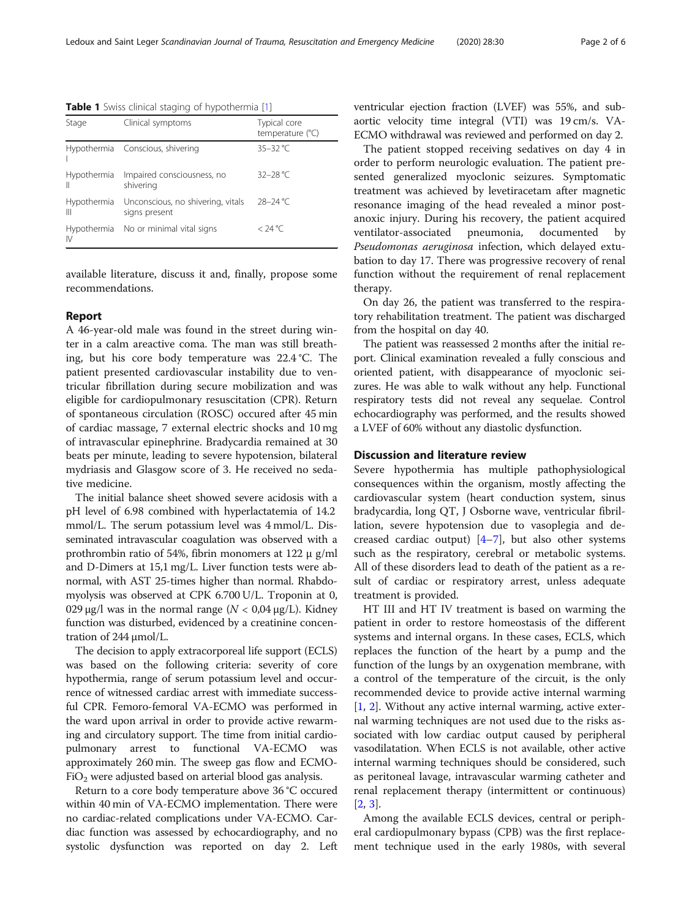**Table 1** Swiss clinical staging of hypothermia [1]

| Stage | Clinical symptoms | Typical core temperature (°C) |
| --- | --- | --- |
| Hypothermia I | Conscious, shivering | 35–32 °C |
| Hypothermia II | Impaired consciousness, no shivering | 32–28 °C |
| Hypothermia III | Unconscious, no shivering, vitals signs present | 28–24 °C |
| Hypothermia IV | No or minimal vital signs | < 24 °C |

available literature, discuss it and, finally, propose some recommendations.

## Report

A 46-year-old male was found in the street during winter in a calm areactive coma. The man was still breathing, but his core body temperature was 22.4 °C. The patient presented cardiovascular instability due to ventricular fibrillation during secure mobilization and was eligible for cardiopulmonary resuscitation (CPR). Return of spontaneous circulation (ROSC) occured after 45 min of cardiac massage, 7 external electric shocks and 10 mg of intravascular epinephrine. Bradycardia remained at 30 beats per minute, leading to severe hypotension, bilateral mydriasis and Glasgow score of 3. He received no sedative medicine.

The initial balance sheet showed severe acidosis with a pH level of 6.98 combined with hyperlactatemia of 14.2 mmol/L. The serum potassium level was 4 mmol/L. Disseminated intravascular coagulation was observed with a prothrombin ratio of 54%, fibrin monomers at 122 µ g/ml and D-Dimers at 15,1 mg/L. Liver function tests were abnormal, with AST 25-times higher than normal. Rhabdomyolysis was observed at CPK 6.700 U/L. Troponin at 0, 029 µg/l was in the normal range ($N$ < 0,04 µg/L). Kidney function was disturbed, evidenced by a creatinine concentration of 244 µmol/L.

The decision to apply extracorporeal life support (ECLS) was based on the following criteria: severity of core hypothermia, range of serum potassium level and occurrence of witnessed cardiac arrest with immediate successful CPR. Femoro-femoral VA-ECMO was performed in the ward upon arrival in order to provide active rewarming and circulatory support. The time from initial cardiopulmonary arrest to functional VA-ECMO was approximately 260 min. The sweep gas flow and ECMO-$FiO_2$ were adjusted based on arterial blood gas analysis.

Return to a core body temperature above 36 °C occured within 40 min of VA-ECMO implementation. There were no cardiac-related complications under VA-ECMO. Cardiac function was assessed by echocardiography, and no systolic dysfunction was reported on day 2. Left ventricular ejection fraction (LVEF) was 55%, and subaortic velocity time integral (VTI) was 19 cm/s. VA-ECMO withdrawal was reviewed and performed on day 2.

The patient stopped receiving sedatives on day 4 in order to perform neurologic evaluation. The patient presented generalized myoclonic seizures. Symptomatic treatment was achieved by levetiracetam after magnetic resonance imaging of the head revealed a minor post-anoxic injury. During his recovery, the patient acquired ventilator-associated pneumonia, documented by *Pseudomonas aeruginosa* infection, which delayed extubation to day 17. There was progressive recovery of renal function without the requirement of renal replacement therapy.

On day 26, the patient was transferred to the respiratory rehabilitation treatment. The patient was discharged from the hospital on day 40.

The patient was reassessed 2 months after the initial report. Clinical examination revealed a fully conscious and oriented patient, with disappearance of myoclonic seizures. He was able to walk without any help. Functional respiratory tests did not reveal any sequelae. Control echocardiography was performed, and the results showed a LVEF of 60% without any diastolic dysfunction.

## Discussion and literature review

Severe hypothermia has multiple pathophysiological consequences within the organism, mostly affecting the cardiovascular system (heart conduction system, sinus bradycardia, long QT, J Osborne wave, ventricular fibrillation, severe hypotension due to vasoplegia and decreased cardiac output) [4–7], but also other systems such as the respiratory, cerebral or metabolic systems. All of these disorders lead to death of the patient as a result of cardiac or respiratory arrest, unless adequate treatment is provided.

HT III and HT IV treatment is based on warming the patient in order to restore homeostasis of the different systems and internal organs. In these cases, ECLS, which replaces the function of the heart by a pump and the function of the lungs by an oxygenation membrane, with a control of the temperature of the circuit, is the only recommended device to provide active internal warming [1, 2]. Without any active internal warming, active external warming techniques are not used due to the risks associated with low cardiac output caused by peripheral vasodilatation. When ECLS is not available, other active internal warming techniques should be considered, such as peritoneal lavage, intravascular warming catheter and renal replacement therapy (intermittent or continuous) [2, 3].

Among the available ECLS devices, central or peripheral cardiopulmonary bypass (CPB) was the first replacement technique used in the early 1980s, with several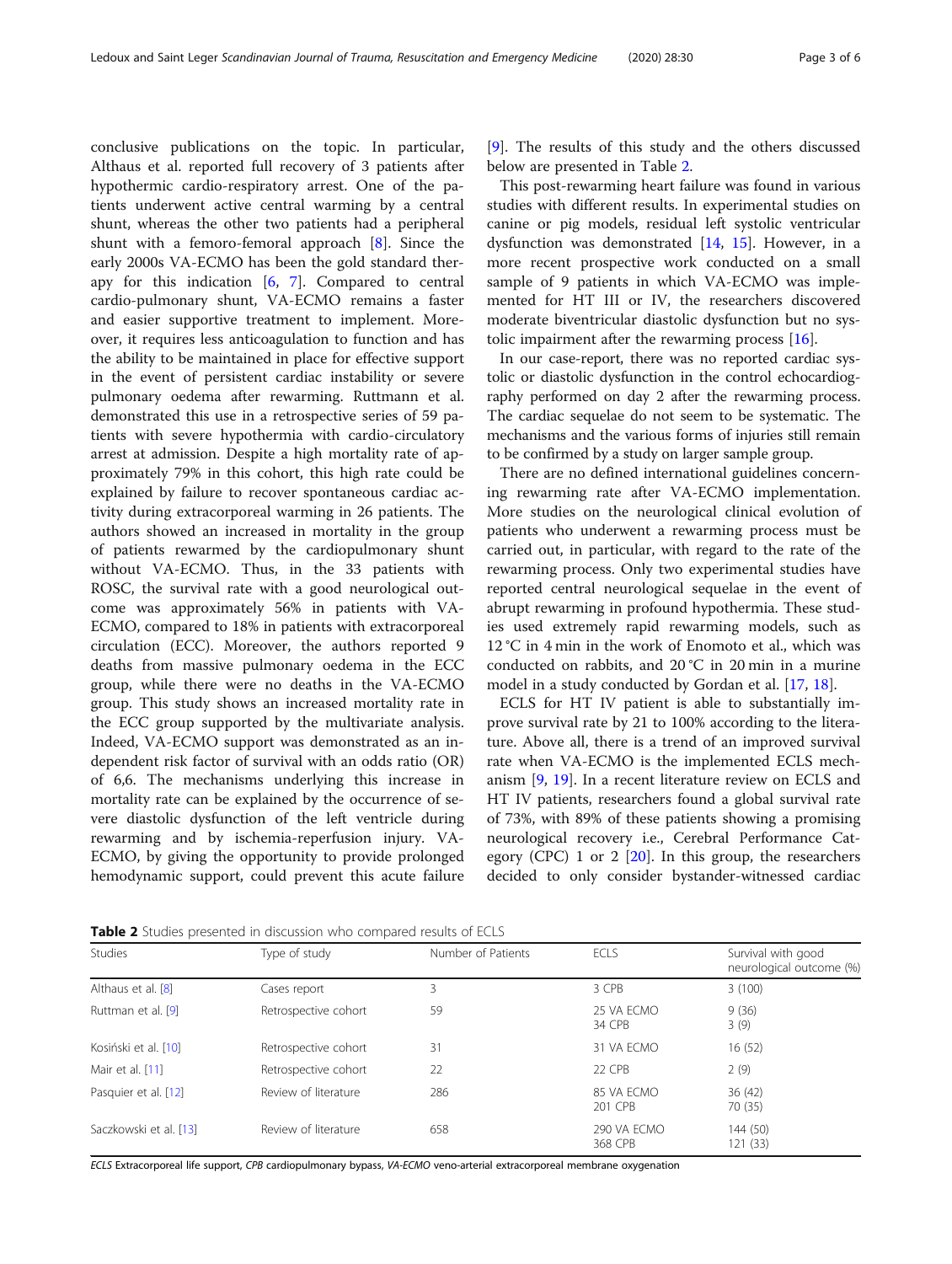conclusive publications on the topic. In particular, Althaus et al. reported full recovery of 3 patients after hypothermic cardio-respiratory arrest. One of the patients underwent active central warming by a central shunt, whereas the other two patients had a peripheral shunt with a femoro-femoral approach [8]. Since the early 2000s VA-ECMO has been the gold standard therapy for this indication [6, 7]. Compared to central cardio-pulmonary shunt, VA-ECMO remains a faster and easier supportive treatment to implement. Moreover, it requires less anticoagulation to function and has the ability to be maintained in place for effective support in the event of persistent cardiac instability or severe pulmonary oedema after rewarming. Ruttmann et al. demonstrated this use in a retrospective series of 59 patients with severe hypothermia with cardio-circulatory arrest at admission. Despite a high mortality rate of approximately 79% in this cohort, this high rate could be explained by failure to recover spontaneous cardiac activity during extracorporeal warming in 26 patients. The authors showed an increased in mortality in the group of patients rewarmed by the cardiopulmonary shunt without VA-ECMO. Thus, in the 33 patients with ROSC, the survival rate with a good neurological outcome was approximately 56% in patients with VA-ECMO, compared to 18% in patients with extracorporeal circulation (ECC). Moreover, the authors reported 9 deaths from massive pulmonary oedema in the ECC group, while there were no deaths in the VA-ECMO group. This study shows an increased mortality rate in the ECC group supported by the multivariate analysis. Indeed, VA-ECMO support was demonstrated as an independent risk factor of survival with an odds ratio (OR) of 6,6. The mechanisms underlying this increase in mortality rate can be explained by the occurrence of severe diastolic dysfunction of the left ventricle during rewarming and by ischemia-reperfusion injury. VA-ECMO, by giving the opportunity to provide prolonged hemodynamic support, could prevent this acute failure [9]. The results of this study and the others discussed below are presented in Table 2.

This post-rewarming heart failure was found in various studies with different results. In experimental studies on canine or pig models, residual left systolic ventricular dysfunction was demonstrated [14, 15]. However, in a more recent prospective work conducted on a small sample of 9 patients in which VA-ECMO was implemented for HT III or IV, the researchers discovered moderate biventricular diastolic dysfunction but no systolic impairment after the rewarming process [16].

In our case-report, there was no reported cardiac systolic or diastolic dysfunction in the control echocardiography performed on day 2 after the rewarming process. The cardiac sequelae do not seem to be systematic. The mechanisms and the various forms of injuries still remain to be confirmed by a study on larger sample group.

There are no defined international guidelines concerning rewarming rate after VA-ECMO implementation. More studies on the neurological clinical evolution of patients who underwent a rewarming process must be carried out, in particular, with regard to the rate of the rewarming process. Only two experimental studies have reported central neurological sequelae in the event of abrupt rewarming in profound hypothermia. These studies used extremely rapid rewarming models, such as 12 °C in 4 min in the work of Enomoto et al., which was conducted on rabbits, and 20 °C in 20 min in a murine model in a study conducted by Gordan et al. [17, 18].

ECLS for HT IV patient is able to substantially improve survival rate by 21 to 100% according to the literature. Above all, there is a trend of an improved survival rate when VA-ECMO is the implemented ECLS mechanism [9, 19]. In a recent literature review on ECLS and HT IV patients, researchers found a global survival rate of 73%, with 89% of these patients showing a promising neurological recovery i.e., Cerebral Performance Category (CPC) 1 or 2 [20]. In this group, the researchers decided to only consider bystander-witnessed cardiac

**Table 2** Studies presented in discussion who compared results of ECLS

| Studies | Type of study | Number of Patients | ECLS | Survival with good neurological outcome (%) |
|---|---|---|---|---|
| Althaus et al. [8] | Cases report | 3 | 3 CPB | 3 (100) |
| Ruttman et al. [9] | Retrospective cohort | 59 | 25 VA ECMO<br>34 CPB | 9 (36)<br>3 (9) |
| Kosiński et al. [10] | Retrospective cohort | 31 | 31 VA ECMO | 16 (52) |
| Mair et al. [11] | Retrospective cohort | 22 | 22 CPB | 2 (9) |
| Pasquier et al. [12] | Review of literature | 286 | 85 VA ECMO<br>201 CPB | 36 (42)<br>70 (35) |
| Saczkowski et al. [13] | Review of literature | 658 | 290 VA ECMO<br>368 CPB | 144 (50)<br>121 (33) |

*ECLS* Extracorporeal life support, *CPB* cardiopulmonary bypass, *VA-ECMO* veno-arterial extracorporeal membrane oxygenation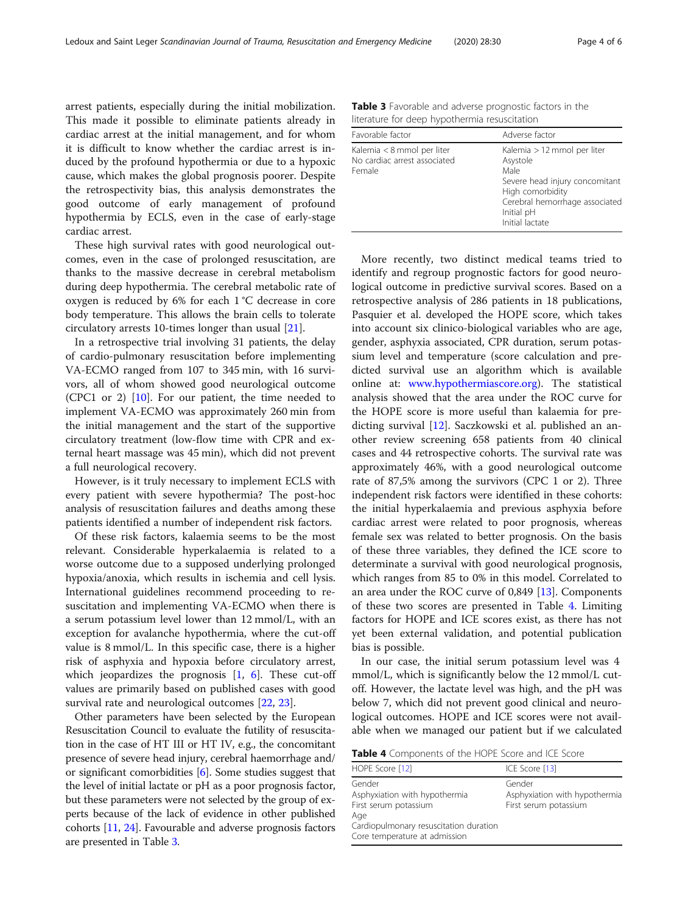arrest patients, especially during the initial mobilization. This made it possible to eliminate patients already in cardiac arrest at the initial management, and for whom it is difficult to know whether the cardiac arrest is induced by the profound hypothermia or due to a hypoxic cause, which makes the global prognosis poorer. Despite the retrospectivity bias, this analysis demonstrates the good outcome of early management of profound hypothermia by ECLS, even in the case of early-stage cardiac arrest.

These high survival rates with good neurological outcomes, even in the case of prolonged resuscitation, are thanks to the massive decrease in cerebral metabolism during deep hypothermia. The cerebral metabolic rate of oxygen is reduced by 6% for each 1 °C decrease in core body temperature. This allows the brain cells to tolerate circulatory arrests 10-times longer than usual [21].

In a retrospective trial involving 31 patients, the delay of cardio-pulmonary resuscitation before implementing VA-ECMO ranged from 107 to 345 min, with 16 survivors, all of whom showed good neurological outcome (CPC1 or 2) [10]. For our patient, the time needed to implement VA-ECMO was approximately 260 min from the initial management and the start of the supportive circulatory treatment (low-flow time with CPR and external heart massage was 45 min), which did not prevent a full neurological recovery.

However, is it truly necessary to implement ECLS with every patient with severe hypothermia? The post-hoc analysis of resuscitation failures and deaths among these patients identified a number of independent risk factors.

Of these risk factors, kalaemia seems to be the most relevant. Considerable hyperkalaemia is related to a worse outcome due to a supposed underlying prolonged hypoxia/anoxia, which results in ischemia and cell lysis. International guidelines recommend proceeding to resuscitation and implementing VA-ECMO when there is a serum potassium level lower than 12 mmol/L, with an exception for avalanche hypothermia, where the cut-off value is 8 mmol/L. In this specific case, there is a higher risk of asphyxia and hypoxia before circulatory arrest, which jeopardizes the prognosis [1, 6]. These cut-off values are primarily based on published cases with good survival rate and neurological outcomes [22, 23].

Other parameters have been selected by the European Resuscitation Council to evaluate the futility of resuscitation in the case of HT III or HT IV, e.g., the concomitant presence of severe head injury, cerebral haemorrhage and/or significant comorbidities [6]. Some studies suggest that the level of initial lactate or pH as a poor prognosis factor, but these parameters were not selected by the group of experts because of the lack of evidence in other published cohorts [11, 24]. Favourable and adverse prognosis factors are presented in Table 3.

**Table 3** Favorable and adverse prognostic factors in the literature for deep hypothermia resuscitation

| Favorable factor | Adverse factor |
| --- | --- |
| Kalemia < 8 mmol per liter | Kalemia > 12 mmol per liter |
| No cardiac arrest associated | Asystole |
| Female | Male |
| | Severe head injury concomitant |
| | High comorbidity |
| | Cerebral hemorrhage associated |
| | Initial pH |
| | Initial lactate |

More recently, two distinct medical teams tried to identify and regroup prognostic factors for good neurological outcome in predictive survival scores. Based on a retrospective analysis of 286 patients in 18 publications, Pasquier et al. developed the HOPE score, which takes into account six clinico-biological variables who are age, gender, asphyxia associated, CPR duration, serum potassium level and temperature (score calculation and predicted survival use an algorithm which is available online at: www.hypothermiascore.org). The statistical analysis showed that the area under the ROC curve for the HOPE score is more useful than kalaemia for predicting survival [12]. Saczkowski et al. published an another review screening 658 patients from 40 clinical cases and 44 retrospective cohorts. The survival rate was approximately 46%, with a good neurological outcome rate of 87,5% among the survivors (CPC 1 or 2). Three independent risk factors were identified in these cohorts: the initial hyperkalaemia and previous asphyxia before cardiac arrest were related to poor prognosis, whereas female sex was related to better prognosis. On the basis of these three variables, they defined the ICE score to determinate a survival with good neurological prognosis, which ranges from 85 to 0% in this model. Correlated to an area under the ROC curve of 0,849 [13]. Components of these two scores are presented in Table 4. Limiting factors for HOPE and ICE scores exist, as there has not yet been external validation, and potential publication bias is possible.

In our case, the initial serum potassium level was 4 mmol/L, which is significantly below the 12 mmol/L cutoff. However, the lactate level was high, and the pH was below 7, which did not prevent good clinical and neurological outcomes. HOPE and ICE scores were not available when we managed our patient but if we calculated

**Table 4** Components of the HOPE Score and ICE Score

| HOPE Score [12] | ICE Score [13] |
| --- | --- |
| Gender | Gender |
| Asphyxiation with hypothermia | Asphyxiation with hypothermia |
| First serum potassium | First serum potassium |
| Age | |
| Cardiopulmonary resuscitation duration | |
| Core temperature at admission | |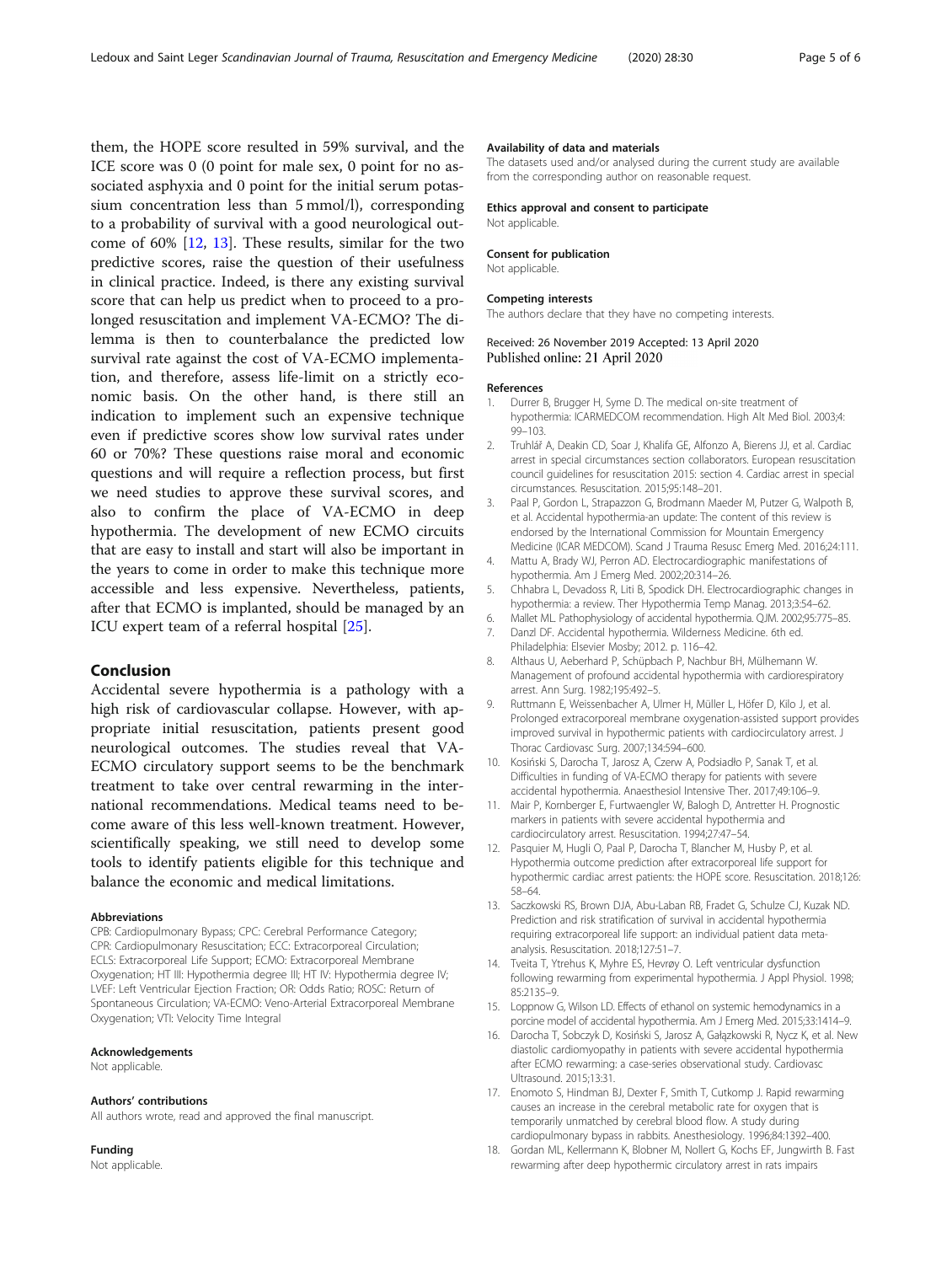them, the HOPE score resulted in 59% survival, and the ICE score was 0 (0 point for male sex, 0 point for no associated asphyxia and 0 point for the initial serum potassium concentration less than 5 mmol/l), corresponding to a probability of survival with a good neurological outcome of 60% [12, 13]. These results, similar for the two predictive scores, raise the question of their usefulness in clinical practice. Indeed, is there any existing survival score that can help us predict when to proceed to a prolonged resuscitation and implement VA-ECMO? The dilemma is then to counterbalance the predicted low survival rate against the cost of VA-ECMO implementation, and therefore, assess life-limit on a strictly economic basis. On the other hand, is there still an indication to implement such an expensive technique even if predictive scores show low survival rates under 60 or 70%? These questions raise moral and economic questions and will require a reflection process, but first we need studies to approve these survival scores, and also to confirm the place of VA-ECMO in deep hypothermia. The development of new ECMO circuits that are easy to install and start will also be important in the years to come in order to make this technique more accessible and less expensive. Nevertheless, patients, after that ECMO is implanted, should be managed by an ICU expert team of a referral hospital [25].

## Conclusion

Accidental severe hypothermia is a pathology with a high risk of cardiovascular collapse. However, with appropriate initial resuscitation, patients present good neurological outcomes. The studies reveal that VA-ECMO circulatory support seems to be the benchmark treatment to take over central rewarming in the international recommendations. Medical teams need to become aware of this less well-known treatment. However, scientifically speaking, we still need to develop some tools to identify patients eligible for this technique and balance the economic and medical limitations.

#### Abbreviations

CPB: Cardiopulmonary Bypass; CPC: Cerebral Performance Category; CPR: Cardiopulmonary Resuscitation; ECC: Extracorporeal Circulation; ECLS: Extracorporeal Life Support; ECMO: Extracorporeal Membrane Oxygenation; HT III: Hypothermia degree III; HT IV: Hypothermia degree IV; LVEF: Left Ventricular Ejection Fraction; OR: Odds Ratio; ROSC: Return of Spontaneous Circulation; VA-ECMO: Veno-Arterial Extracorporeal Membrane Oxygenation; VTI: Velocity Time Integral

#### Acknowledgements

Not applicable.

#### Authors' contributions

All authors wrote, read and approved the final manuscript.

#### Funding

Not applicable.

#### Availability of data and materials

The datasets used and/or analysed during the current study are available from the corresponding author on reasonable request.

#### Ethics approval and consent to participate

Not applicable.

#### Consent for publication

Not applicable.

#### Competing interests

The authors declare that they have no competing interests.

Received: 26 November 2019 Accepted: 13 April 2020
Published online: 21 April 2020

#### References

1. Durrer B, Brugger H, Syme D. The medical on-site treatment of hypothermia: ICARMEDCOM recommendation. High Alt Med Biol. 2003;4:99–103.
2. Truhlář A, Deakin CD, Soar J, Khalifa GE, Alfonzo A, Bierens JJ, et al. Cardiac arrest in special circumstances section collaborators. European resuscitation council guidelines for resuscitation 2015: section 4. Cardiac arrest in special circumstances. Resuscitation. 2015;95:148–201.
3. Paal P, Gordon L, Strapazzon G, Brodmann Maeder M, Putzer G, Walpoth B, et al. Accidental hypothermia-an update: The content of this review is endorsed by the International Commission for Mountain Emergency Medicine (ICAR MEDCOM). Scand J Trauma Resusc Emerg Med. 2016;24:111.
4. Mattu A, Brady WJ, Perron AD. Electrocardiographic manifestations of hypothermia. Am J Emerg Med. 2002;20:314–26.
5. Chhabra L, Devadoss R, Liti B, Spodick DH. Electrocardiographic changes in hypothermia: a review. Ther Hypothermia Temp Manag. 2013;3:54–62.
6. Mallet ML. Pathophysiology of accidental hypothermia. QJM. 2002;95:775–85.
7. Danzl DF. Accidental hypothermia. Wilderness Medicine. 6th ed. Philadelphia: Elsevier Mosby; 2012. p. 116–42.
8. Althaus U, Aeberhard P, Schüpbach P, Nachbur BH, Mülhemann W. Management of profound accidental hypothermia with cardiorespiratory arrest. Ann Surg. 1982;195:492–5.
9. Ruttmann E, Weissenbacher A, Ulmer H, Müller L, Höfer D, Kilo J, et al. Prolonged extracorporeal membrane oxygenation-assisted support provides improved survival in hypothermic patients with cardiocirculatory arrest. J Thorac Cardiovasc Surg. 2007;134:594–600.
10. Kosiński S, Darocha T, Jarosz A, Czerw A, Podsiadło P, Sanak T, et al. Difficulties in funding of VA-ECMO therapy for patients with severe accidental hypothermia. Anaesthesiol Intensive Ther. 2017;49:106–9.
11. Mair P, Kornberger E, Furtwaengler W, Balogh D, Antretter H. Prognostic markers in patients with severe accidental hypothermia and cardiocirculatory arrest. Resuscitation. 1994;27:47–54.
12. Pasquier M, Hugli O, Paal P, Darocha T, Blancher M, Husby P, et al. Hypothermia outcome prediction after extracorporeal life support for hypothermic cardiac arrest patients: the HOPE score. Resuscitation. 2018;126:58–64.
13. Saczkowski RS, Brown DJA, Abu-Laban RB, Fradet G, Schulze CJ, Kuzak ND. Prediction and risk stratification of survival in accidental hypothermia requiring extracorporeal life support: an individual patient data meta-analysis. Resuscitation. 2018;127:51–7.
14. Tveita T, Ytrehus K, Myhre ES, Hevrøy O. Left ventricular dysfunction following rewarming from experimental hypothermia. J Appl Physiol. 1998;85:2135–9.
15. Loppnow G, Wilson LD. Effects of ethanol on systemic hemodynamics in a porcine model of accidental hypothermia. Am J Emerg Med. 2015;33:1414–9.
16. Darocha T, Sobczyk D, Kosiński S, Jarosz A, Gałązkowski R, Nycz K, et al. New diastolic cardiomyopathy in patients with severe accidental hypothermia after ECMO rewarming: a case-series observational study. Cardiovasc Ultrasound. 2015;13:31.
17. Enomoto S, Hindman BJ, Dexter F, Smith T, Cutkomp J. Rapid rewarming causes an increase in the cerebral metabolic rate for oxygen that is temporarily unmatched by cerebral blood flow. A study during cardiopulmonary bypass in rabbits. Anesthesiology. 1996;84:1392–400.
18. Gordan ML, Kellermann K, Blobner M, Nollert G, Kochs EF, Jungwirth B. Fast rewarming after deep hypothermic circulatory arrest in rats impairs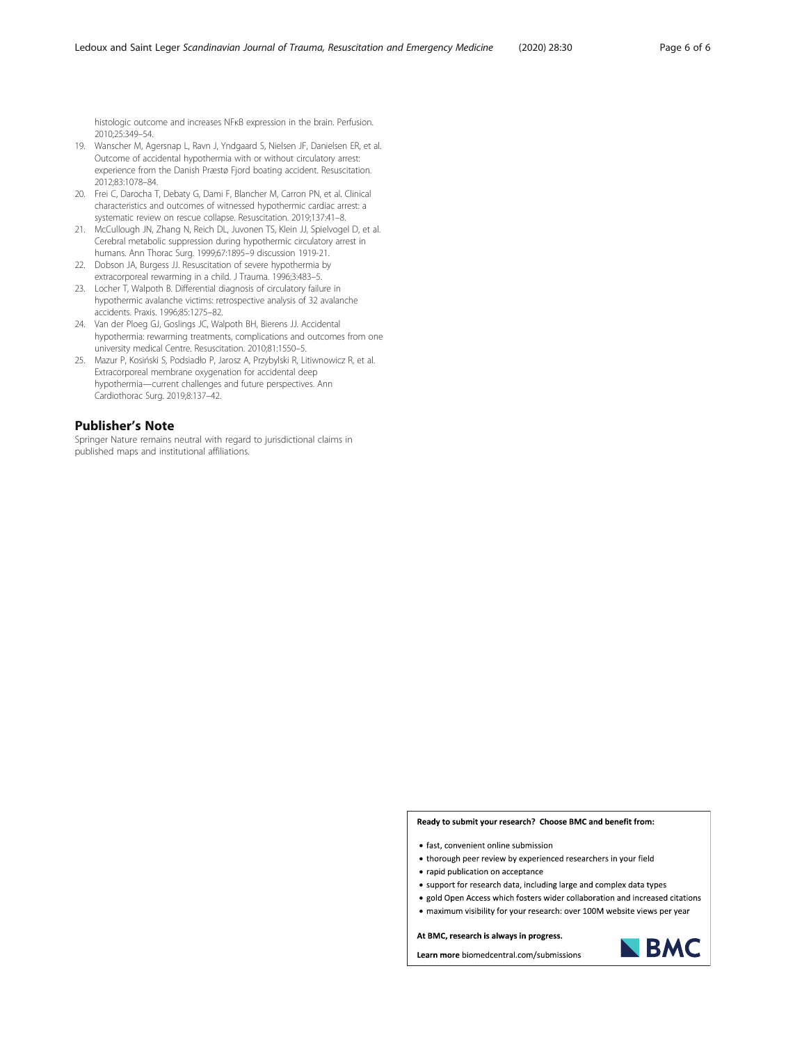histologic outcome and increases NFκB expression in the brain. Perfusion. 2010;25:349–54.

19. Wanscher M, Agersnap L, Ravn J, Yndgaard S, Nielsen JF, Danielsen ER, et al. Outcome of accidental hypothermia with or without circulatory arrest: experience from the Danish Præstø Fjord boating accident. Resuscitation. 2012;83:1078–84.
20. Frei C, Darocha T, Debaty G, Dami F, Blancher M, Carron PN, et al. Clinical characteristics and outcomes of witnessed hypothermic cardiac arrest: a systematic review on rescue collapse. Resuscitation. 2019;137:41–8.
21. McCullough JN, Zhang N, Reich DL, Juvonen TS, Klein JJ, Spielvogel D, et al. Cerebral metabolic suppression during hypothermic circulatory arrest in humans. Ann Thorac Surg. 1999;67:1895–9 discussion 1919-21.
22. Dobson JA, Burgess JJ. Resuscitation of severe hypothermia by extracorporeal rewarming in a child. J Trauma. 1996;3:483–5.
23. Locher T, Walpoth B. Differential diagnosis of circulatory failure in hypothermic avalanche victims: retrospective analysis of 32 avalanche accidents. Praxis. 1996;85:1275–82.
24. Van der Ploeg GJ, Goslings JC, Walpoth BH, Bierens JJ. Accidental hypothermia: rewarming treatments, complications and outcomes from one university medical Centre. Resuscitation. 2010;81:1550–5.
25. Mazur P, Kosiński S, Podsiadło P, Jarosz A, Przybylski R, Litiwnowicz R, et al. Extracorporeal membrane oxygenation for accidental deep hypothermia—current challenges and future perspectives. Ann Cardiothorac Surg. 2019;8:137–42.

## Publisher's Note

Springer Nature remains neutral with regard to jurisdictional claims in published maps and institutional affiliations.

**Ready to submit your research? Choose BMC and benefit from:**

- fast, convenient online submission
- thorough peer review by experienced researchers in your field
- rapid publication on acceptance
- support for research data, including large and complex data types
- gold Open Access which fosters wider collaboration and increased citations
- maximum visibility for your research: over 100M website views per year

**At BMC, research is always in progress.**

**Learn more** biomedcentral.com/submissions

BMC